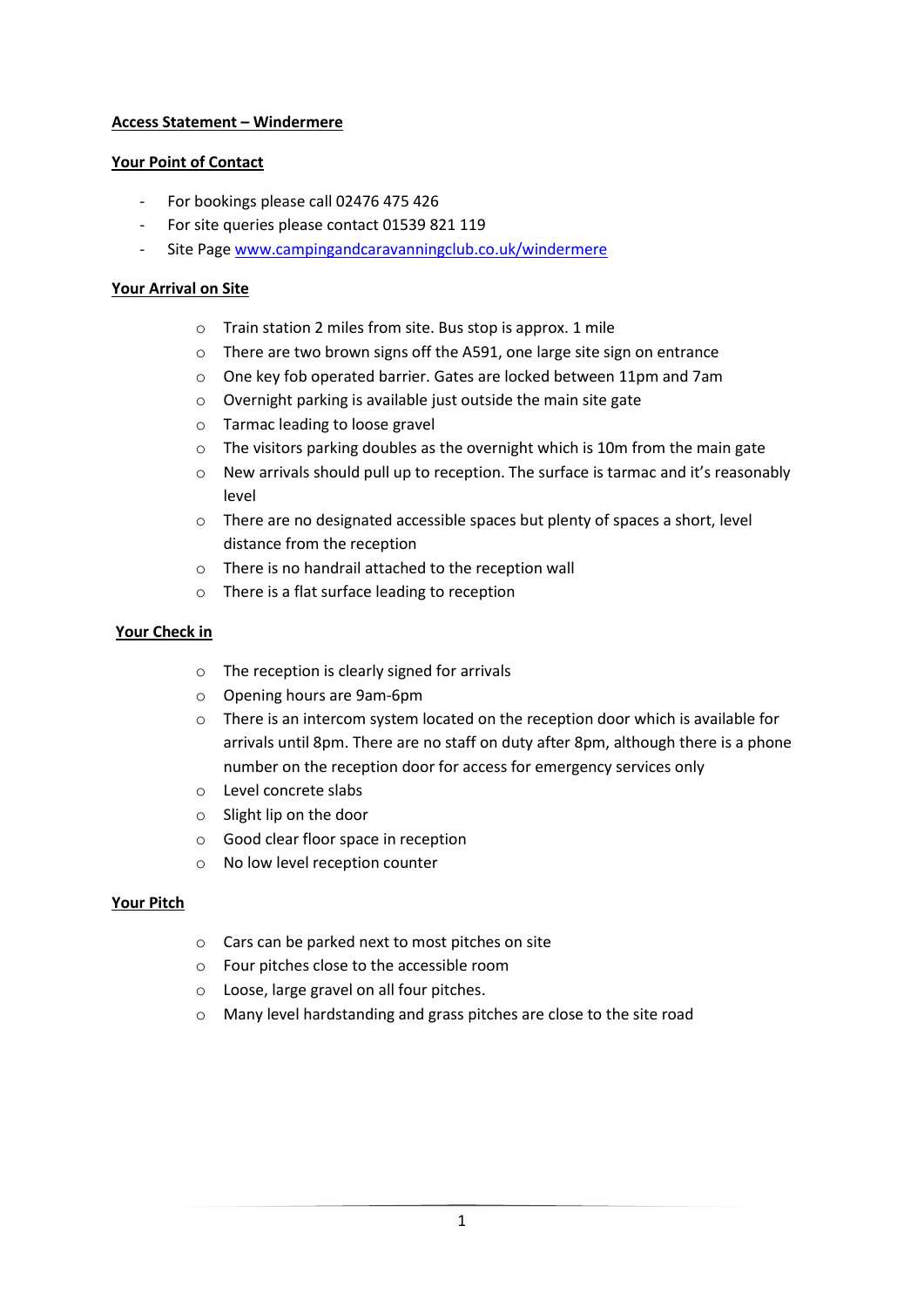# Access Statement – Windermere

## Your Point of Contact

- For bookings please call 02476 475 426
- For site queries please contact 01539 821 119
- Site Page [www.campingandcaravanningclub.co.uk/windermere](www.campingandcaravanningclub.co.uk/windermere)

## Your Arrival on Site

- Train station 2 miles from site. Bus stop is approx. 1 mile
- There are two brown signs off the A591, one large site sign on entrance
- One key fob operated barrier. Gates are locked between 11pm and 7am
- Overnight parking is available just outside the main site gate
- Tarmac leading to loose gravel
- The visitors parking doubles as the overnight which is 10m from the main gate
- New arrivals should pull up to reception. The surface is tarmac and it's reasonably level
- There are no designated accessible spaces but plenty of spaces a short, level distance from the reception
- There is no handrail attached to the reception wall
- There is a flat surface leading to reception

## Your Check in

- The reception is clearly signed for arrivals
- Opening hours are 9am-6pm
- There is an intercom system located on the reception door which is available for arrivals until 8pm. There are no staff on duty after 8pm, although there is a phone number on the reception door for access for emergency services only
- Level concrete slabs
- Slight lip on the door
- Good clear floor space in reception
- No low level reception counter

## Your Pitch

- Cars can be parked next to most pitches on site
- Four pitches close to the accessible room
- Loose, large gravel on all four pitches.
- Many level hardstanding and grass pitches are close to the site road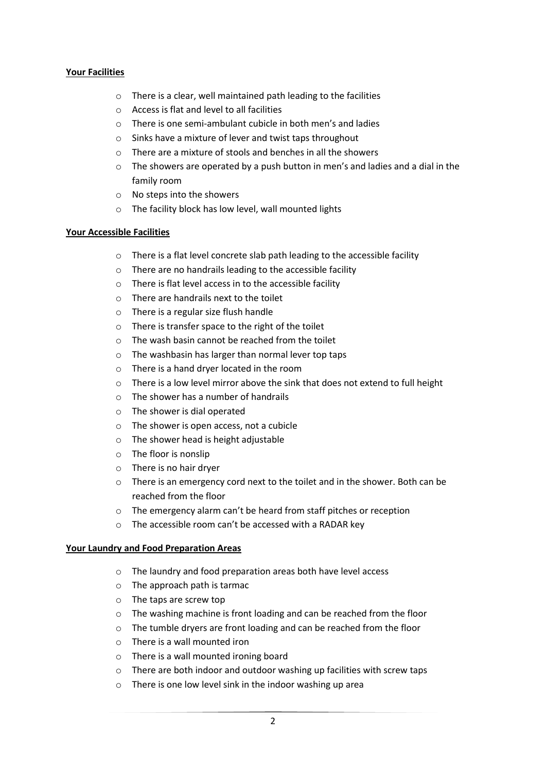**Your Facilities**

- There is a clear, well maintained path leading to the facilities
- Access is flat and level to all facilities
- There is one semi-ambulant cubicle in both men's and ladies
- Sinks have a mixture of lever and twist taps throughout
- There are a mixture of stools and benches in all the showers
- The showers are operated by a push button in men's and ladies and a dial in the family room
- No steps into the showers
- The facility block has low level, wall mounted lights

**Your Accessible Facilities**

- There is a flat level concrete slab path leading to the accessible facility
- There are no handrails leading to the accessible facility
- There is flat level access in to the accessible facility
- There are handrails next to the toilet
- There is a regular size flush handle
- There is transfer space to the right of the toilet
- The wash basin cannot be reached from the toilet
- The washbasin has larger than normal lever top taps
- There is a hand dryer located in the room
- There is a low level mirror above the sink that does not extend to full height
- The shower has a number of handrails
- The shower is dial operated
- The shower is open access, not a cubicle
- The shower head is height adjustable
- The floor is nonslip
- There is no hair dryer
- There is an emergency cord next to the toilet and in the shower. Both can be reached from the floor
- The emergency alarm can't be heard from staff pitches or reception
- The accessible room can't be accessed with a RADAR key

**Your Laundry and Food Preparation Areas**

- The laundry and food preparation areas both have level access
- The approach path is tarmac
- The taps are screw top
- The washing machine is front loading and can be reached from the floor
- The tumble dryers are front loading and can be reached from the floor
- There is a wall mounted iron
- There is a wall mounted ironing board
- There are both indoor and outdoor washing up facilities with screw taps
- There is one low level sink in the indoor washing up area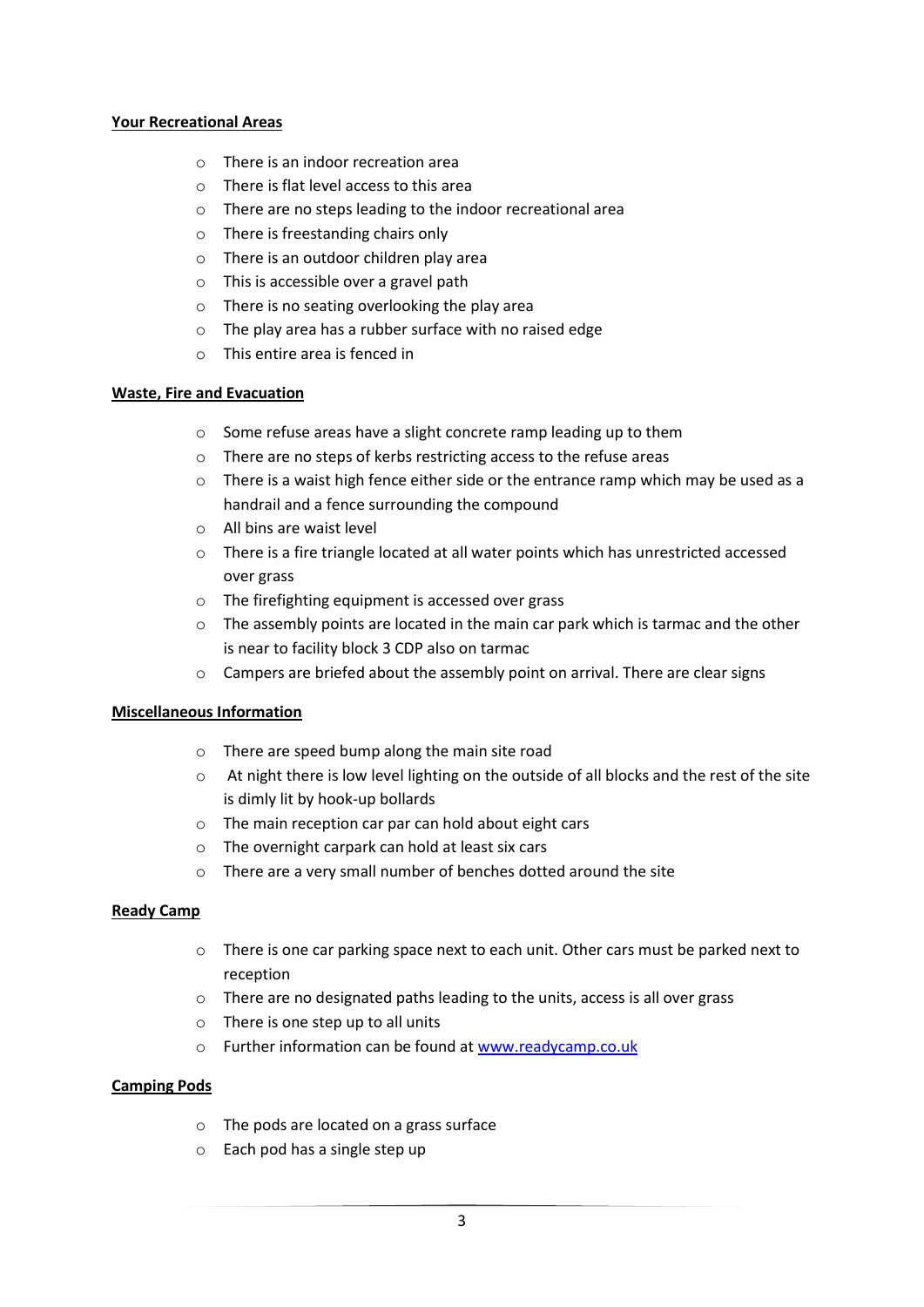**Your Recreational Areas**

- There is an indoor recreation area
- There is flat level access to this area
- There are no steps leading to the indoor recreational area
- There is freestanding chairs only
- There is an outdoor children play area
- This is accessible over a gravel path
- There is no seating overlooking the play area
- The play area has a rubber surface with no raised edge
- This entire area is fenced in

**Waste, Fire and Evacuation**

- Some refuse areas have a slight concrete ramp leading up to them
- There are no steps of kerbs restricting access to the refuse areas
- There is a waist high fence either side or the entrance ramp which may be used as a handrail and a fence surrounding the compound
- All bins are waist level
- There is a fire triangle located at all water points which has unrestricted accessed over grass
- The firefighting equipment is accessed over grass
- The assembly points are located in the main car park which is tarmac and the other is near to facility block 3 CDP also on tarmac
- Campers are briefed about the assembly point on arrival. There are clear signs

**Miscellaneous Information**

- There are speed bump along the main site road
- At night there is low level lighting on the outside of all blocks and the rest of the site is dimly lit by hook-up bollards
- The main reception car par can hold about eight cars
- The overnight carpark can hold at least six cars
- There are a very small number of benches dotted around the site

**Ready Camp**

- There is one car parking space next to each unit. Other cars must be parked next to reception
- There are no designated paths leading to the units, access is all over grass
- There is one step up to all units
- Further information can be found at [www.readycamp.co.uk](http://www.readycamp.co.uk)

**Camping Pods**

- The pods are located on a grass surface
- Each pod has a single step up